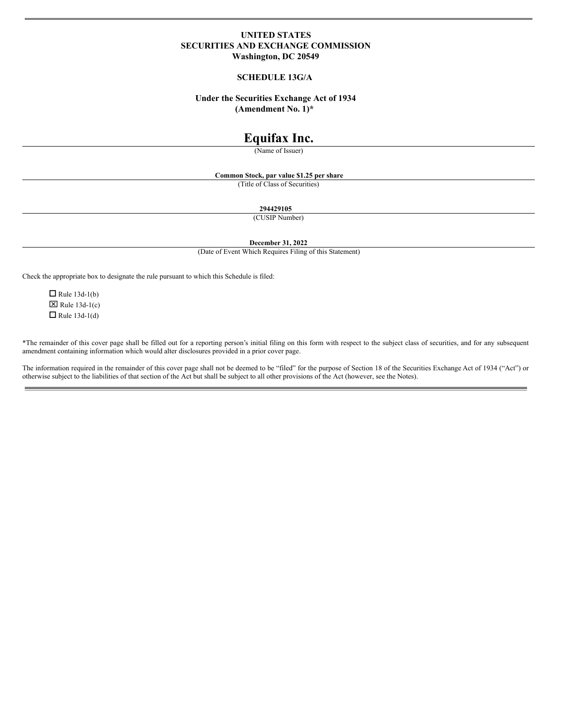**UNITED STATES**
**SECURITIES AND EXCHANGE COMMISSION**
**Washington, DC 20549**

**SCHEDULE 13G/A**

**Under the Securities Exchange Act of 1934**
**(Amendment No. 1)***

# Equifax Inc.

(Name of Issuer)

**Common Stock, par value $1.25 per share**

(Title of Class of Securities)

**294429105**

(CUSIP Number)

**December 31, 2022**

(Date of Event Which Requires Filing of this Statement)

Check the appropriate box to designate the rule pursuant to which this Schedule is filed:

☐ Rule 13d-1(b)
☒ Rule 13d-1(c)
☐ Rule 13d-1(d)

*The remainder of this cover page shall be filled out for a reporting person's initial filing on this form with respect to the subject class of securities, and for any subsequent amendment containing information which would alter disclosures provided in a prior cover page.

The information required in the remainder of this cover page shall not be deemed to be "filed" for the purpose of Section 18 of the Securities Exchange Act of 1934 ("Act") or otherwise subject to the liabilities of that section of the Act but shall be subject to all other provisions of the Act (however, see the Notes).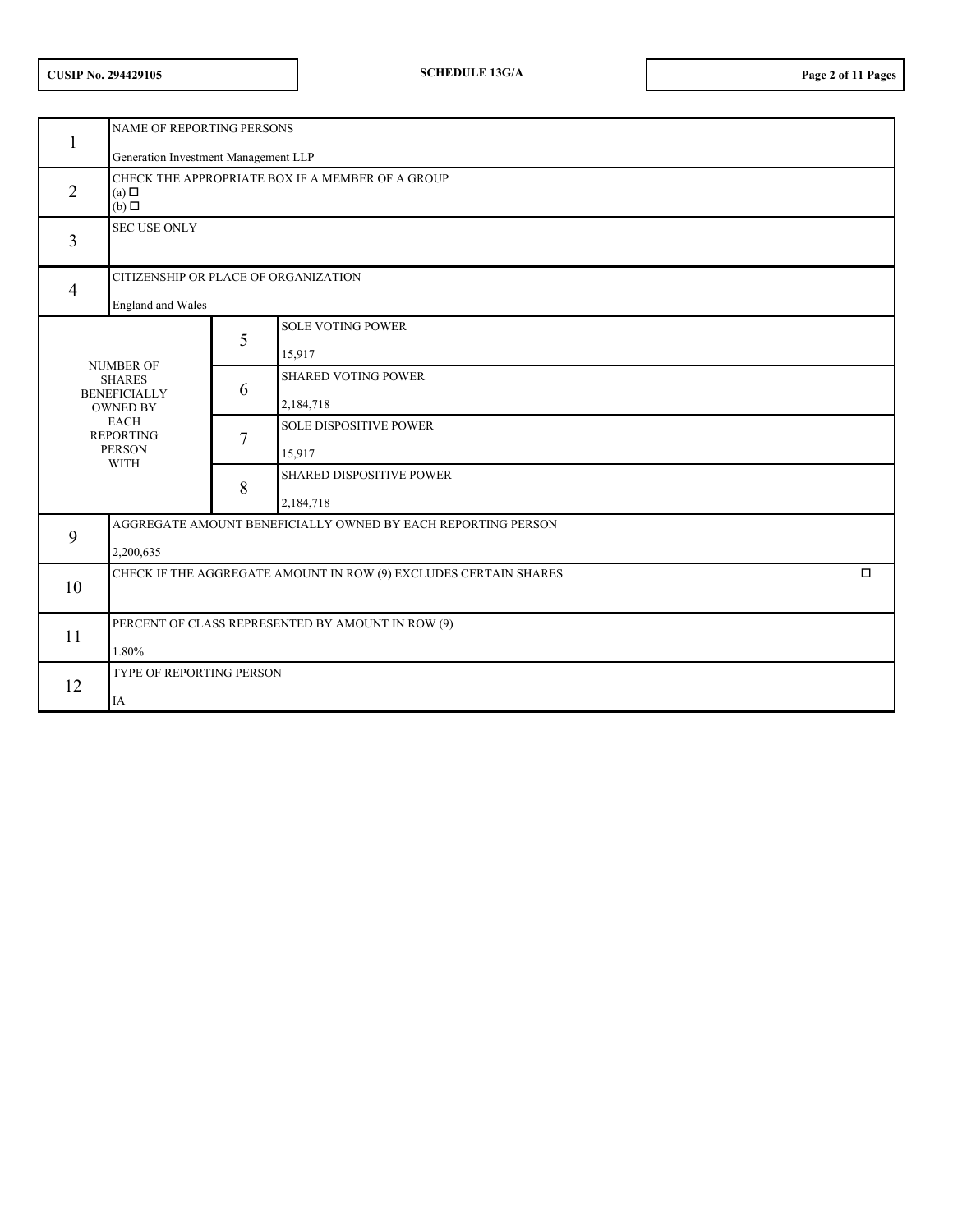| | | | |
|---|---|---|---|
| 1 | NAME OF REPORTING PERSONS<br><br>Generation Investment Management LLP | | |
| 2 | CHECK THE APPROPRIATE BOX IF A MEMBER OF A GROUP<br>(a) ☐<br>(b) ☐ | | |
| 3 | SEC USE ONLY | | |
| 4 | CITIZENSHIP OR PLACE OF ORGANIZATION<br><br>England and Wales | | |
| NUMBER OF SHARES BENEFICIALLY OWNED BY EACH REPORTING PERSON WITH | | 5 | SOLE VOTING POWER<br><br>15,917 |
| | | 6 | SHARED VOTING POWER<br><br>2,184,718 |
| | | 7 | SOLE DISPOSITIVE POWER<br><br>15,917 |
| | | 8 | SHARED DISPOSITIVE POWER<br><br>2,184,718 |
| 9 | AGGREGATE AMOUNT BENEFICIALLY OWNED BY EACH REPORTING PERSON<br><br>2,200,635 | | |
| 10 | CHECK IF THE AGGREGATE AMOUNT IN ROW (9) EXCLUDES CERTAIN SHARES ☐ | | |
| 11 | PERCENT OF CLASS REPRESENTED BY AMOUNT IN ROW (9)<br><br>1.80% | | |
| 12 | TYPE OF REPORTING PERSON<br><br>IA | | |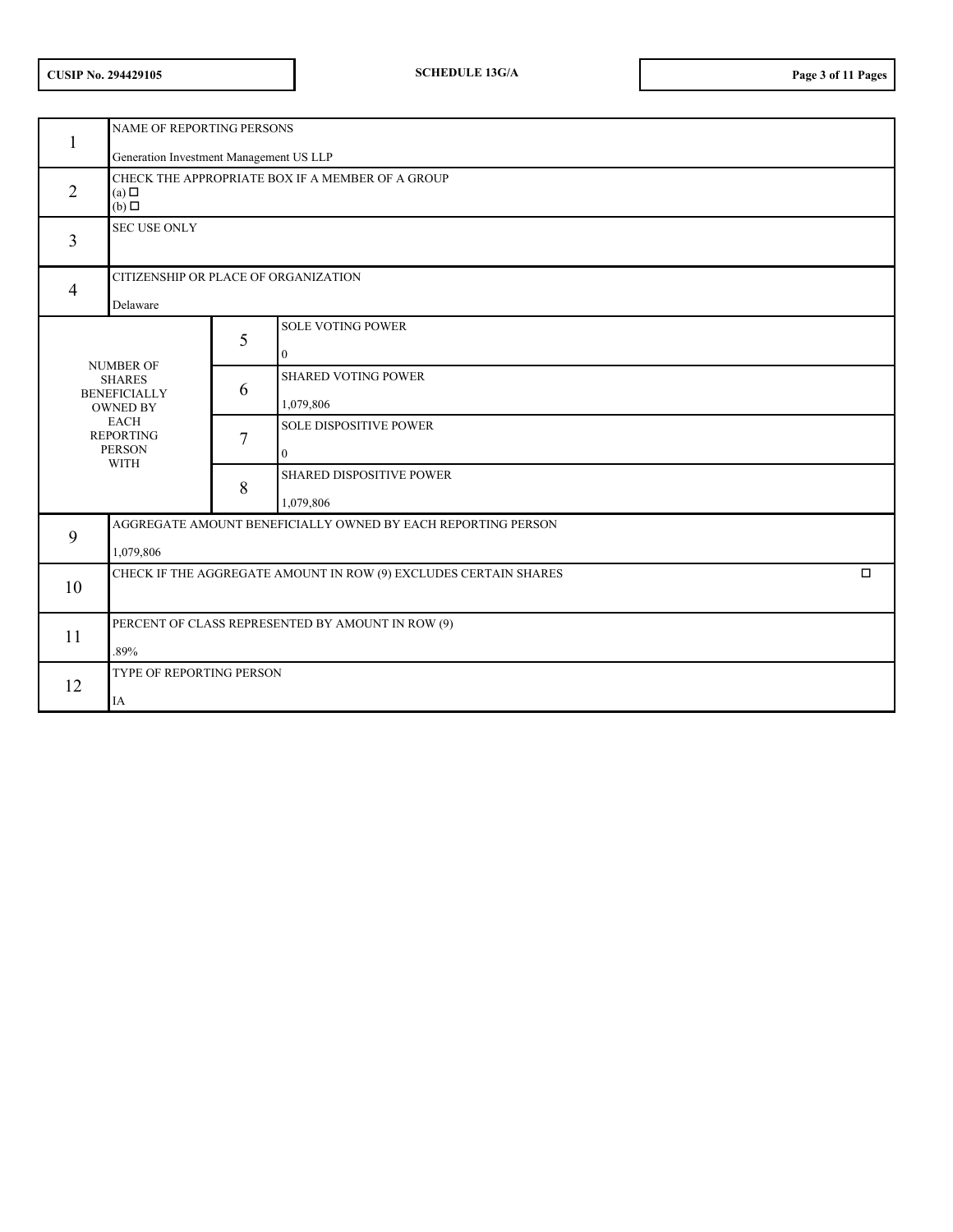| | | | |
|---|---|---|---|
| 1 | NAME OF REPORTING PERSONS<br><br>Generation Investment Management US LLP | | |
| 2 | CHECK THE APPROPRIATE BOX IF A MEMBER OF A GROUP<br>(a) ☐<br>(b) ☐ | | |
| 3 | SEC USE ONLY | | |
| 4 | CITIZENSHIP OR PLACE OF ORGANIZATION<br><br>Delaware | | |
| NUMBER OF SHARES BENEFICIALLY OWNED BY EACH REPORTING PERSON WITH | | 5 | SOLE VOTING POWER<br><br>0 |
| | | 6 | SHARED VOTING POWER<br><br>1,079,806 |
| | | 7 | SOLE DISPOSITIVE POWER<br><br>0 |
| | | 8 | SHARED DISPOSITIVE POWER<br><br>1,079,806 |
| 9 | AGGREGATE AMOUNT BENEFICIALLY OWNED BY EACH REPORTING PERSON<br><br>1,079,806 | | |
| 10 | CHECK IF THE AGGREGATE AMOUNT IN ROW (9) EXCLUDES CERTAIN SHARES ☐ | | |
| 11 | PERCENT OF CLASS REPRESENTED BY AMOUNT IN ROW (9)<br><br>.89% | | |
| 12 | TYPE OF REPORTING PERSON<br><br>IA | | |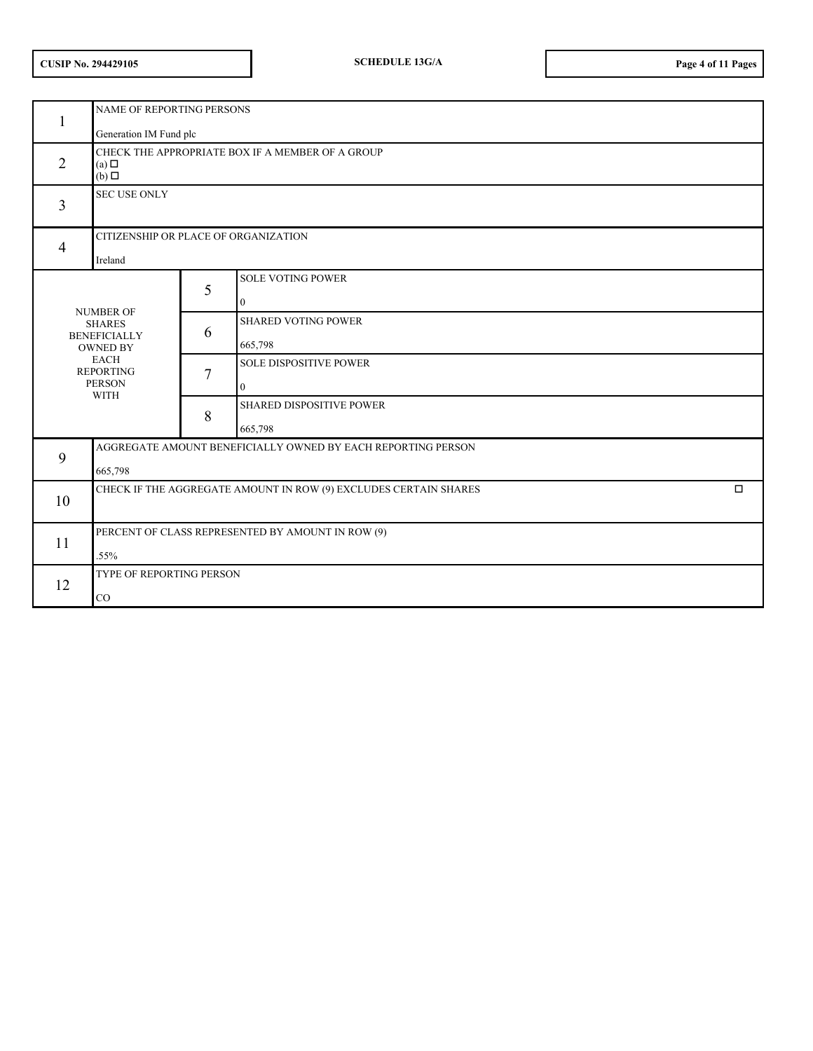| | | | |
|---|---|---|---|
| 1 | NAME OF REPORTING PERSONS<br><br>Generation IM Fund plc | | |
| 2 | CHECK THE APPROPRIATE BOX IF A MEMBER OF A GROUP<br>(a) ☐<br>(b) ☐ | | |
| 3 | SEC USE ONLY | | |
| 4 | CITIZENSHIP OR PLACE OF ORGANIZATION<br><br>Ireland | | |
| NUMBER OF SHARES BENEFICIALLY OWNED BY EACH REPORTING PERSON WITH | | 5 | SOLE VOTING POWER<br><br>0 |
| | | 6 | SHARED VOTING POWER<br><br>665,798 |
| | | 7 | SOLE DISPOSITIVE POWER<br><br>0 |
| | | 8 | SHARED DISPOSITIVE POWER<br><br>665,798 |
| 9 | AGGREGATE AMOUNT BENEFICIALLY OWNED BY EACH REPORTING PERSON<br><br>665,798 | | |
| 10 | CHECK IF THE AGGREGATE AMOUNT IN ROW (9) EXCLUDES CERTAIN SHARES ☐ | | |
| 11 | PERCENT OF CLASS REPRESENTED BY AMOUNT IN ROW (9)<br><br>.55% | | |
| 12 | TYPE OF REPORTING PERSON<br><br>CO | | |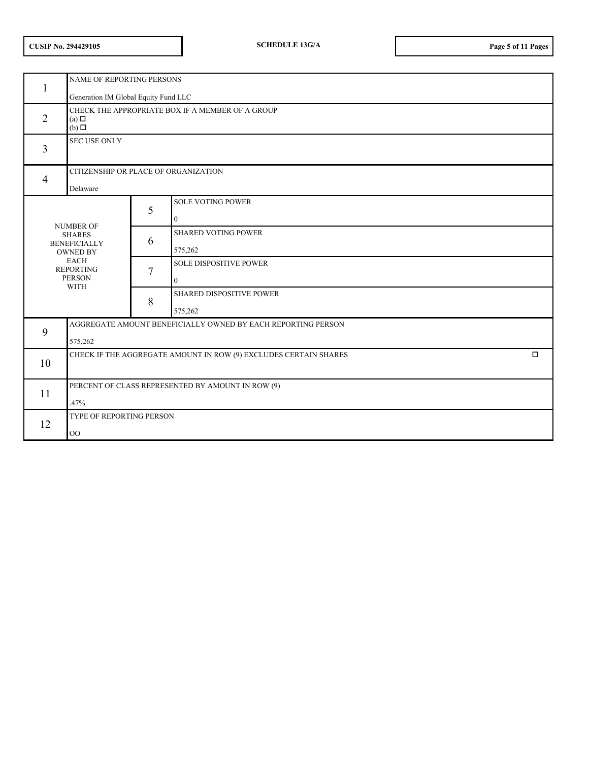CUSIP No. 294429105 | SCHEDULE 13G/A

| | | | |
|---|---|---|---|
| 1 | NAME OF REPORTING PERSONS<br><br>Generation IM Global Equity Fund LLC | | |
| 2 | CHECK THE APPROPRIATE BOX IF A MEMBER OF A GROUP<br>(a) ☐<br>(b) ☐ | | |
| 3 | SEC USE ONLY | | |
| 4 | CITIZENSHIP OR PLACE OF ORGANIZATION<br><br>Delaware | | |
| NUMBER OF SHARES BENEFICIALLY OWNED BY EACH REPORTING PERSON WITH | | 5 | SOLE VOTING POWER<br><br>0 |
| | | 6 | SHARED VOTING POWER<br><br>575,262 |
| | | 7 | SOLE DISPOSITIVE POWER<br><br>0 |
| | | 8 | SHARED DISPOSITIVE POWER<br><br>575,262 |
| 9 | AGGREGATE AMOUNT BENEFICIALLY OWNED BY EACH REPORTING PERSON<br><br>575,262 | | |
| 10 | CHECK IF THE AGGREGATE AMOUNT IN ROW (9) EXCLUDES CERTAIN SHARES ☐ | | |
| 11 | PERCENT OF CLASS REPRESENTED BY AMOUNT IN ROW (9)<br><br>.47% | | |
| 12 | TYPE OF REPORTING PERSON<br><br>OO | | |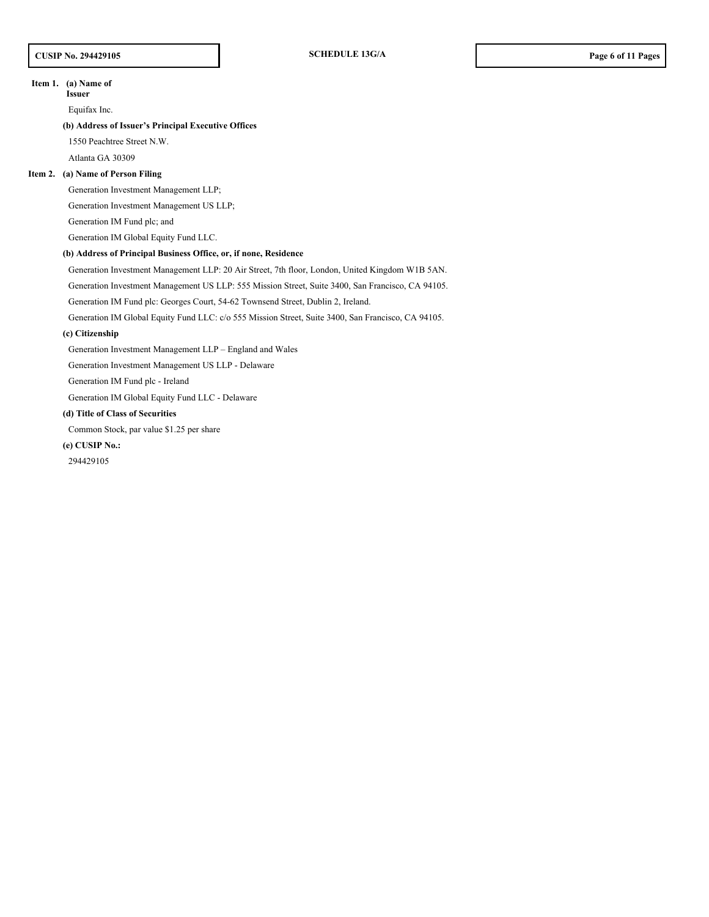**Item 1. (a) Name of Issuer**

Equifax Inc.

**(b) Address of Issuer's Principal Executive Offices**

1550 Peachtree Street N.W.

Atlanta GA 30309

**Item 2. (a) Name of Person Filing**

Generation Investment Management LLP;

Generation Investment Management US LLP;

Generation IM Fund plc; and

Generation IM Global Equity Fund LLC.

**(b) Address of Principal Business Office, or, if none, Residence**

Generation Investment Management LLP: 20 Air Street, 7th floor, London, United Kingdom W1B 5AN.

Generation Investment Management US LLP: 555 Mission Street, Suite 3400, San Francisco, CA 94105.

Generation IM Fund plc: Georges Court, 54-62 Townsend Street, Dublin 2, Ireland.

Generation IM Global Equity Fund LLC: c/o 555 Mission Street, Suite 3400, San Francisco, CA 94105.

**(c) Citizenship**

Generation Investment Management LLP – England and Wales

Generation Investment Management US LLP - Delaware

Generation IM Fund plc - Ireland

Generation IM Global Equity Fund LLC - Delaware

**(d) Title of Class of Securities**

Common Stock, par value $1.25 per share

**(e) CUSIP No.:**

294429105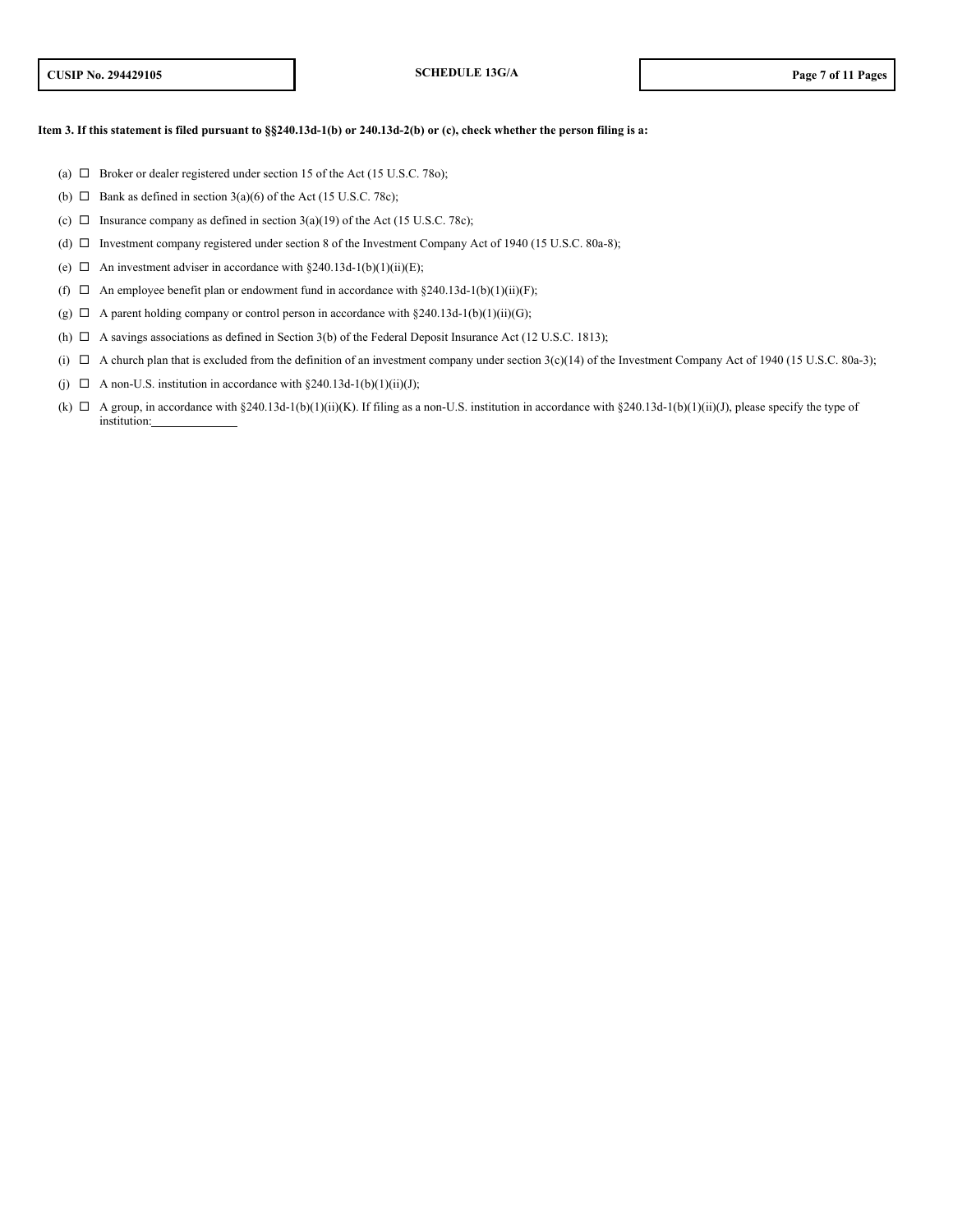**Item 3. If this statement is filed pursuant to §§240.13d-1(b) or 240.13d-2(b) or (c), check whether the person filing is a:**

(a) ☐ Broker or dealer registered under section 15 of the Act (15 U.S.C. 78o);

(b) ☐ Bank as defined in section 3(a)(6) of the Act (15 U.S.C. 78c);

(c) ☐ Insurance company as defined in section 3(a)(19) of the Act (15 U.S.C. 78c);

(d) ☐ Investment company registered under section 8 of the Investment Company Act of 1940 (15 U.S.C. 80a-8);

(e) ☐ An investment adviser in accordance with §240.13d-1(b)(1)(ii)(E);

(f) ☐ An employee benefit plan or endowment fund in accordance with §240.13d-1(b)(1)(ii)(F);

(g) ☐ A parent holding company or control person in accordance with §240.13d-1(b)(1)(ii)(G);

(h) ☐ A savings associations as defined in Section 3(b) of the Federal Deposit Insurance Act (12 U.S.C. 1813);

(i) ☐ A church plan that is excluded from the definition of an investment company under section 3(c)(14) of the Investment Company Act of 1940 (15 U.S.C. 80a-3);

(j) ☐ A non-U.S. institution in accordance with §240.13d-1(b)(1)(ii)(J);

(k) ☐ A group, in accordance with §240.13d-1(b)(1)(ii)(K). If filing as a non-U.S. institution in accordance with §240.13d-1(b)(1)(ii)(J), please specify the type of institution:______________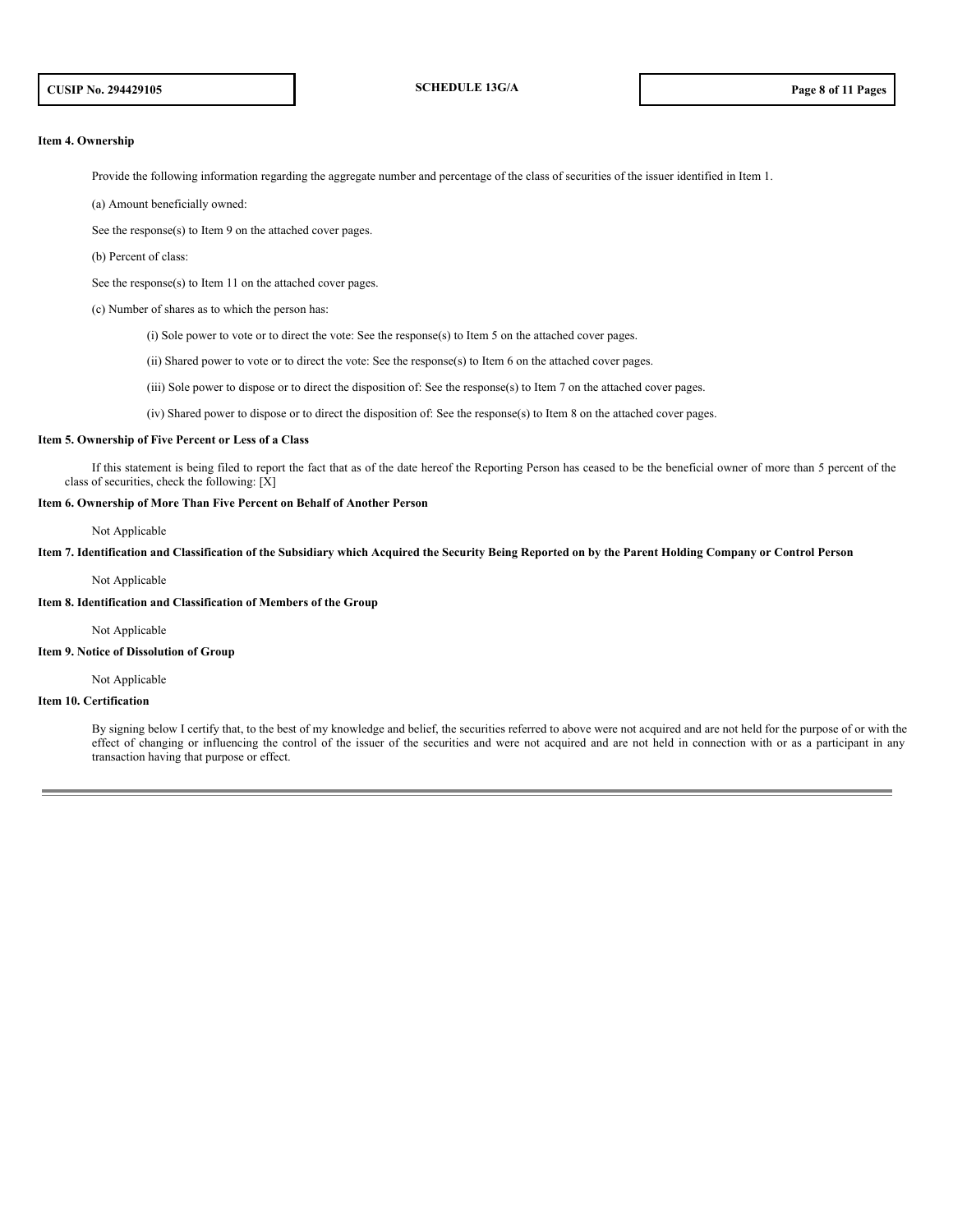**Item 4. Ownership**

Provide the following information regarding the aggregate number and percentage of the class of securities of the issuer identified in Item 1.

(a) Amount beneficially owned:

See the response(s) to Item 9 on the attached cover pages.

(b) Percent of class:

See the response(s) to Item 11 on the attached cover pages.

(c) Number of shares as to which the person has:

(i) Sole power to vote or to direct the vote: See the response(s) to Item 5 on the attached cover pages.

(ii) Shared power to vote or to direct the vote: See the response(s) to Item 6 on the attached cover pages.

(iii) Sole power to dispose or to direct the disposition of: See the response(s) to Item 7 on the attached cover pages.

(iv) Shared power to dispose or to direct the disposition of: See the response(s) to Item 8 on the attached cover pages.

**Item 5. Ownership of Five Percent or Less of a Class**

If this statement is being filed to report the fact that as of the date hereof the Reporting Person has ceased to be the beneficial owner of more than 5 percent of the class of securities, check the following: [X]

**Item 6. Ownership of More Than Five Percent on Behalf of Another Person**

Not Applicable

**Item 7. Identification and Classification of the Subsidiary which Acquired the Security Being Reported on by the Parent Holding Company or Control Person**

Not Applicable

**Item 8. Identification and Classification of Members of the Group**

Not Applicable

**Item 9. Notice of Dissolution of Group**

Not Applicable

**Item 10. Certification**

By signing below I certify that, to the best of my knowledge and belief, the securities referred to above were not acquired and are not held for the purpose of or with the effect of changing or influencing the control of the issuer of the securities and were not acquired and are not held in connection with or as a participant in any transaction having that purpose or effect.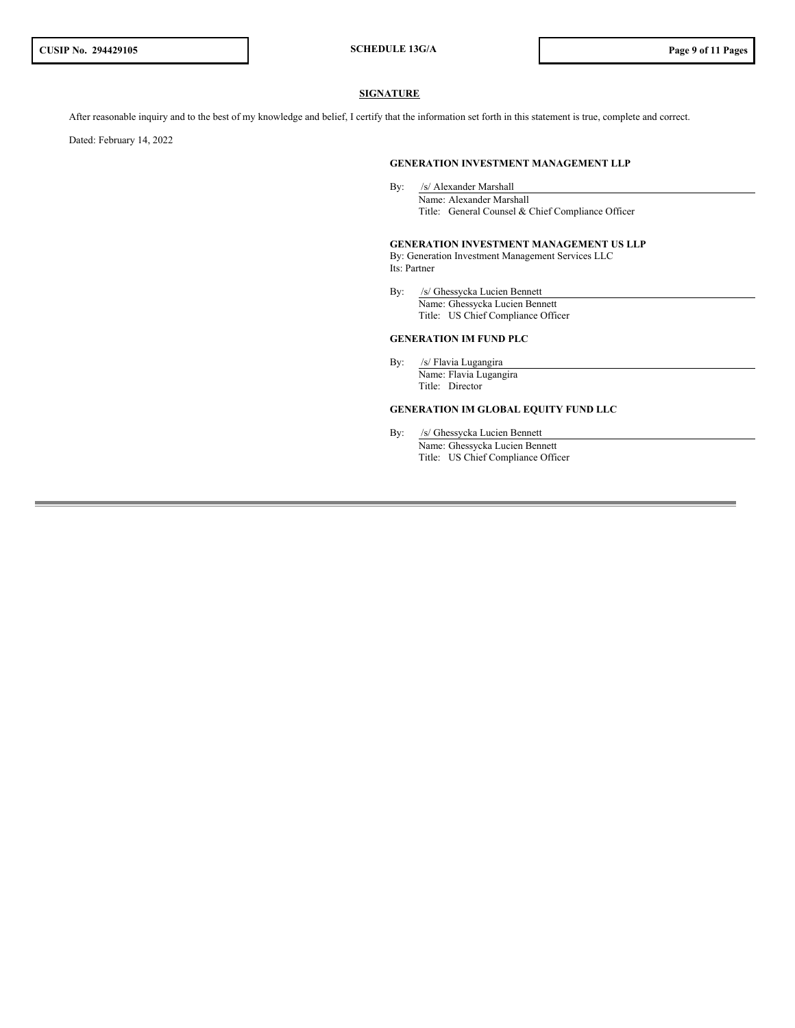**SIGNATURE**

After reasonable inquiry and to the best of my knowledge and belief, I certify that the information set forth in this statement is true, complete and correct.

Dated: February 14, 2022

**GENERATION INVESTMENT MANAGEMENT LLP**

By: /s/ Alexander Marshall
Name: Alexander Marshall
Title: General Counsel & Chief Compliance Officer

**GENERATION INVESTMENT MANAGEMENT US LLP**
By: Generation Investment Management Services LLC
Its: Partner

By: /s/ Ghessycka Lucien Bennett
Name: Ghessycka Lucien Bennett
Title: US Chief Compliance Officer

**GENERATION IM FUND PLC**

By: /s/ Flavia Lugangira
Name: Flavia Lugangira
Title: Director

**GENERATION IM GLOBAL EQUITY FUND LLC**

By: /s/ Ghessycka Lucien Bennett
Name: Ghessycka Lucien Bennett
Title: US Chief Compliance Officer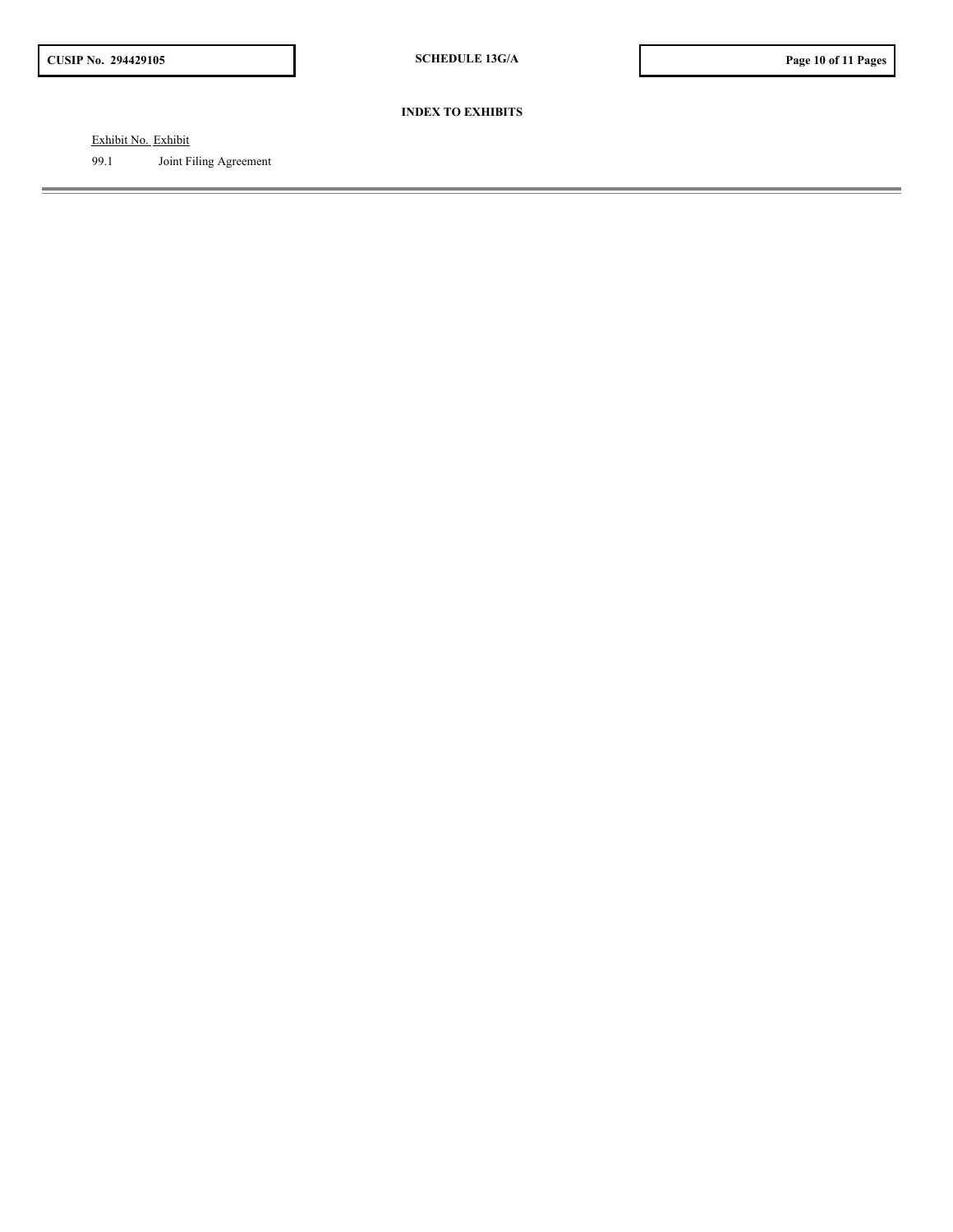**INDEX TO EXHIBITS**

| Exhibit No. | Exhibit |
| --- | --- |
| 99.1 | Joint Filing Agreement |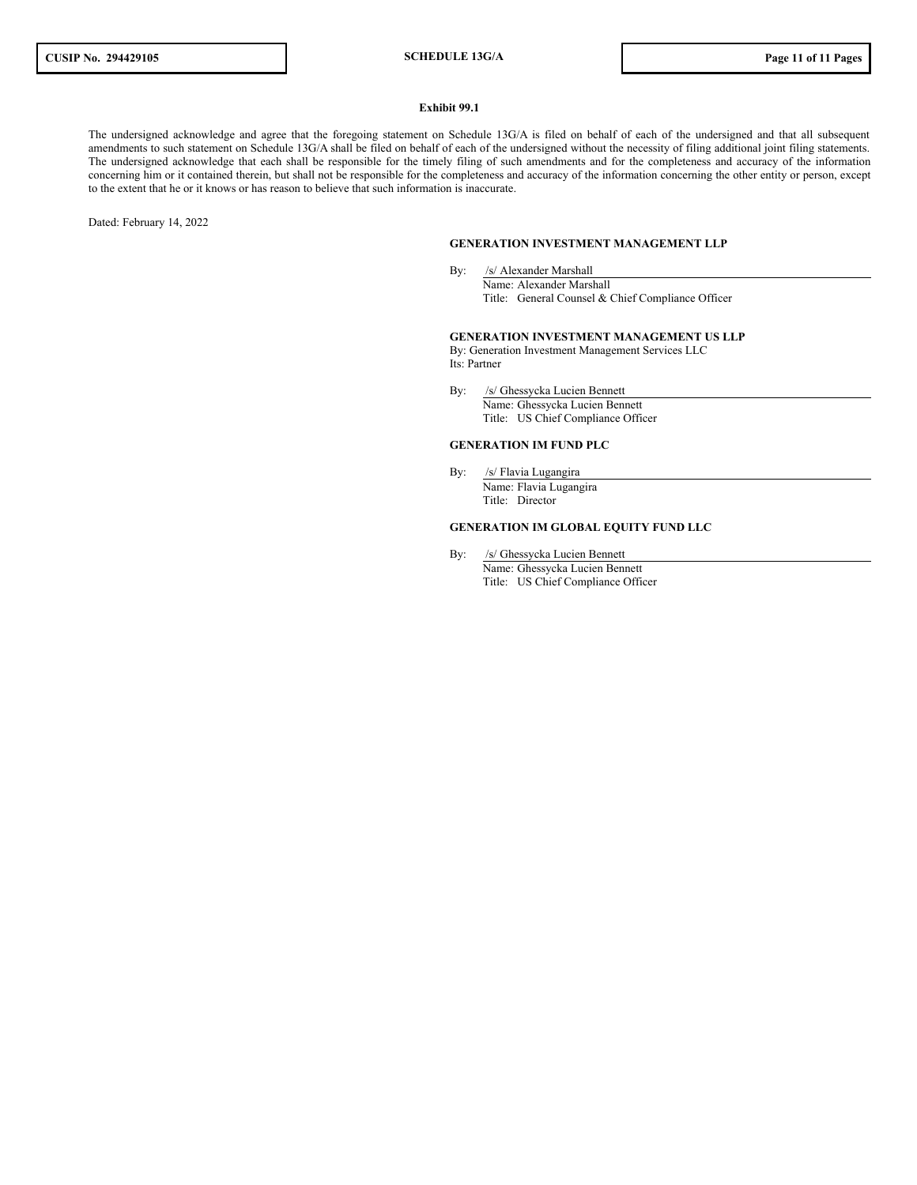**Exhibit 99.1**

The undersigned acknowledge and agree that the foregoing statement on Schedule 13G/A is filed on behalf of each of the undersigned and that all subsequent amendments to such statement on Schedule 13G/A shall be filed on behalf of each of the undersigned without the necessity of filing additional joint filing statements. The undersigned acknowledge that each shall be responsible for the timely filing of such amendments and for the completeness and accuracy of the information concerning him or it contained therein, but shall not be responsible for the completeness and accuracy of the information concerning the other entity or person, except to the extent that he or it knows or has reason to believe that such information is inaccurate.

Dated: February 14, 2022

**GENERATION INVESTMENT MANAGEMENT LLP**

By: /s/ Alexander Marshall
Name: Alexander Marshall
Title: General Counsel & Chief Compliance Officer

**GENERATION INVESTMENT MANAGEMENT US LLP**
By: Generation Investment Management Services LLC
Its: Partner

By: /s/ Ghessycka Lucien Bennett
Name: Ghessycka Lucien Bennett
Title: US Chief Compliance Officer

**GENERATION IM FUND PLC**

By: /s/ Flavia Lugangira
Name: Flavia Lugangira
Title: Director

**GENERATION IM GLOBAL EQUITY FUND LLC**

By: /s/ Ghessycka Lucien Bennett
Name: Ghessycka Lucien Bennett
Title: US Chief Compliance Officer